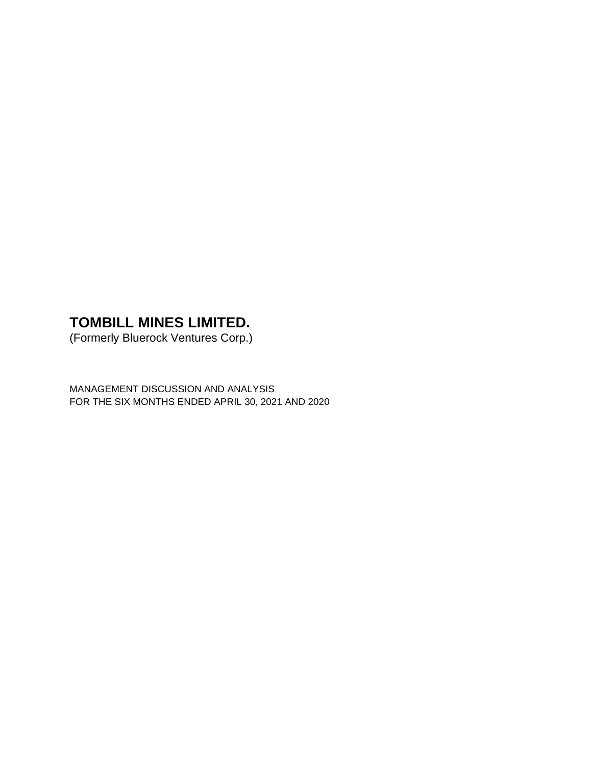# TOMBILL MINES LIMITED.

(Formerly Bluerock Ventures Corp.)

MANAGEMENT DISCUSSION AND ANALYSIS
FOR THE SIX MONTHS ENDED APRIL 30, 2021 AND 2020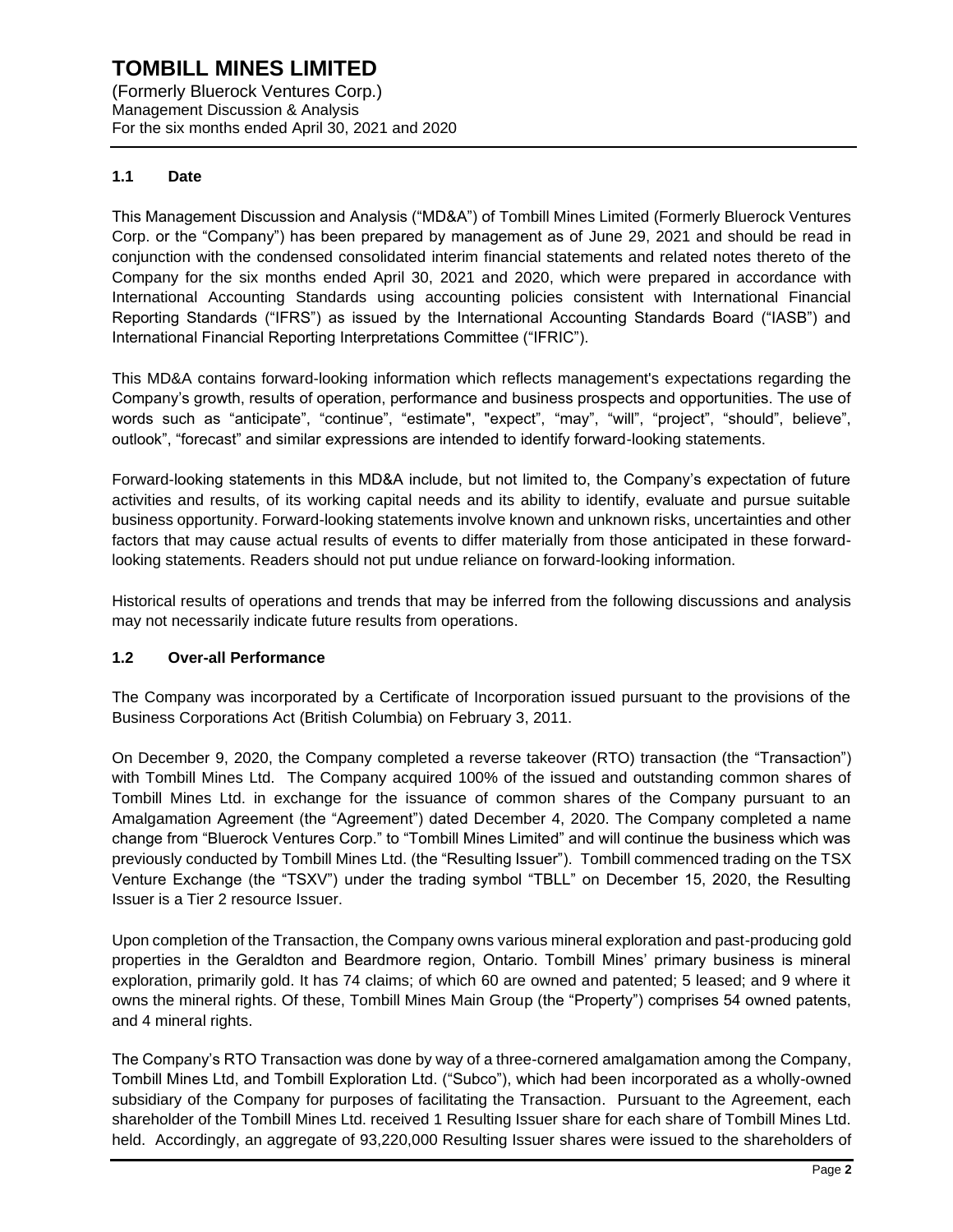## 1.1 Date

This Management Discussion and Analysis ("MD&A") of Tombill Mines Limited (Formerly Bluerock Ventures Corp. or the "Company") has been prepared by management as of June 29, 2021 and should be read in conjunction with the condensed consolidated interim financial statements and related notes thereto of the Company for the six months ended April 30, 2021 and 2020, which were prepared in accordance with International Accounting Standards using accounting policies consistent with International Financial Reporting Standards ("IFRS") as issued by the International Accounting Standards Board ("IASB") and International Financial Reporting Interpretations Committee ("IFRIC").

This MD&A contains forward-looking information which reflects management's expectations regarding the Company's growth, results of operation, performance and business prospects and opportunities. The use of words such as "anticipate", "continue", "estimate", "expect", "may", "will", "project", "should", believe", outlook", "forecast" and similar expressions are intended to identify forward-looking statements.

Forward-looking statements in this MD&A include, but not limited to, the Company's expectation of future activities and results, of its working capital needs and its ability to identify, evaluate and pursue suitable business opportunity. Forward-looking statements involve known and unknown risks, uncertainties and other factors that may cause actual results of events to differ materially from those anticipated in these forward-looking statements. Readers should not put undue reliance on forward-looking information.

Historical results of operations and trends that may be inferred from the following discussions and analysis may not necessarily indicate future results from operations.

## 1.2 Over-all Performance

The Company was incorporated by a Certificate of Incorporation issued pursuant to the provisions of the Business Corporations Act (British Columbia) on February 3, 2011.

On December 9, 2020, the Company completed a reverse takeover (RTO) transaction (the "Transaction") with Tombill Mines Ltd. The Company acquired 100% of the issued and outstanding common shares of Tombill Mines Ltd. in exchange for the issuance of common shares of the Company pursuant to an Amalgamation Agreement (the "Agreement") dated December 4, 2020. The Company completed a name change from "Bluerock Ventures Corp." to "Tombill Mines Limited" and will continue the business which was previously conducted by Tombill Mines Ltd. (the "Resulting Issuer"). Tombill commenced trading on the TSX Venture Exchange (the "TSXV") under the trading symbol "TBLL" on December 15, 2020, the Resulting Issuer is a Tier 2 resource Issuer.

Upon completion of the Transaction, the Company owns various mineral exploration and past-producing gold properties in the Geraldton and Beardmore region, Ontario. Tombill Mines' primary business is mineral exploration, primarily gold. It has 74 claims; of which 60 are owned and patented; 5 leased; and 9 where it owns the mineral rights. Of these, Tombill Mines Main Group (the "Property") comprises 54 owned patents, and 4 mineral rights.

The Company's RTO Transaction was done by way of a three-cornered amalgamation among the Company, Tombill Mines Ltd, and Tombill Exploration Ltd. ("Subco"), which had been incorporated as a wholly-owned subsidiary of the Company for purposes of facilitating the Transaction. Pursuant to the Agreement, each shareholder of the Tombill Mines Ltd. received 1 Resulting Issuer share for each share of Tombill Mines Ltd. held. Accordingly, an aggregate of 93,220,000 Resulting Issuer shares were issued to the shareholders of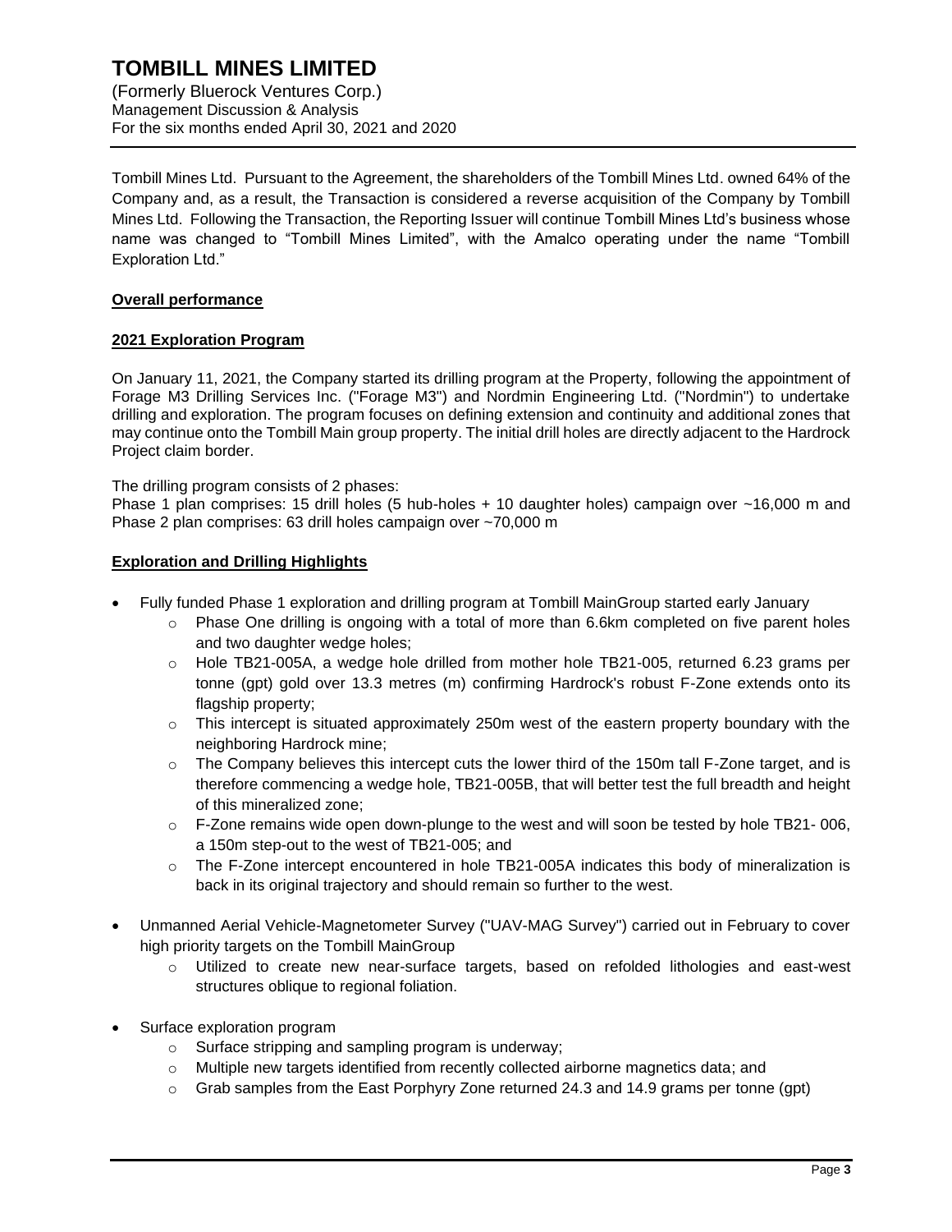Tombill Mines Ltd. Pursuant to the Agreement, the shareholders of the Tombill Mines Ltd. owned 64% of the Company and, as a result, the Transaction is considered a reverse acquisition of the Company by Tombill Mines Ltd. Following the Transaction, the Reporting Issuer will continue Tombill Mines Ltd's business whose name was changed to "Tombill Mines Limited", with the Amalco operating under the name "Tombill Exploration Ltd."

## Overall performance

## 2021 Exploration Program

On January 11, 2021, the Company started its drilling program at the Property, following the appointment of Forage M3 Drilling Services Inc. ("Forage M3") and Nordmin Engineering Ltd. ("Nordmin") to undertake drilling and exploration. The program focuses on defining extension and continuity and additional zones that may continue onto the Tombill Main group property. The initial drill holes are directly adjacent to the Hardrock Project claim border.

The drilling program consists of 2 phases:
Phase 1 plan comprises: 15 drill holes (5 hub-holes + 10 daughter holes) campaign over ~16,000 m and Phase 2 plan comprises: 63 drill holes campaign over ~70,000 m

## Exploration and Drilling Highlights

- Fully funded Phase 1 exploration and drilling program at Tombill MainGroup started early January
  - Phase One drilling is ongoing with a total of more than 6.6km completed on five parent holes and two daughter wedge holes;
  - Hole TB21-005A, a wedge hole drilled from mother hole TB21-005, returned 6.23 grams per tonne (gpt) gold over 13.3 metres (m) confirming Hardrock's robust F-Zone extends onto its flagship property;
  - This intercept is situated approximately 250m west of the eastern property boundary with the neighboring Hardrock mine;
  - The Company believes this intercept cuts the lower third of the 150m tall F-Zone target, and is therefore commencing a wedge hole, TB21-005B, that will better test the full breadth and height of this mineralized zone;
  - F-Zone remains wide open down-plunge to the west and will soon be tested by hole TB21- 006, a 150m step-out to the west of TB21-005; and
  - The F-Zone intercept encountered in hole TB21-005A indicates this body of mineralization is back in its original trajectory and should remain so further to the west.
- Unmanned Aerial Vehicle-Magnetometer Survey ("UAV-MAG Survey") carried out in February to cover high priority targets on the Tombill MainGroup
  - Utilized to create new near-surface targets, based on refolded lithologies and east-west structures oblique to regional foliation.
- Surface exploration program
  - Surface stripping and sampling program is underway;
  - Multiple new targets identified from recently collected airborne magnetics data; and
  - Grab samples from the East Porphyry Zone returned 24.3 and 14.9 grams per tonne (gpt)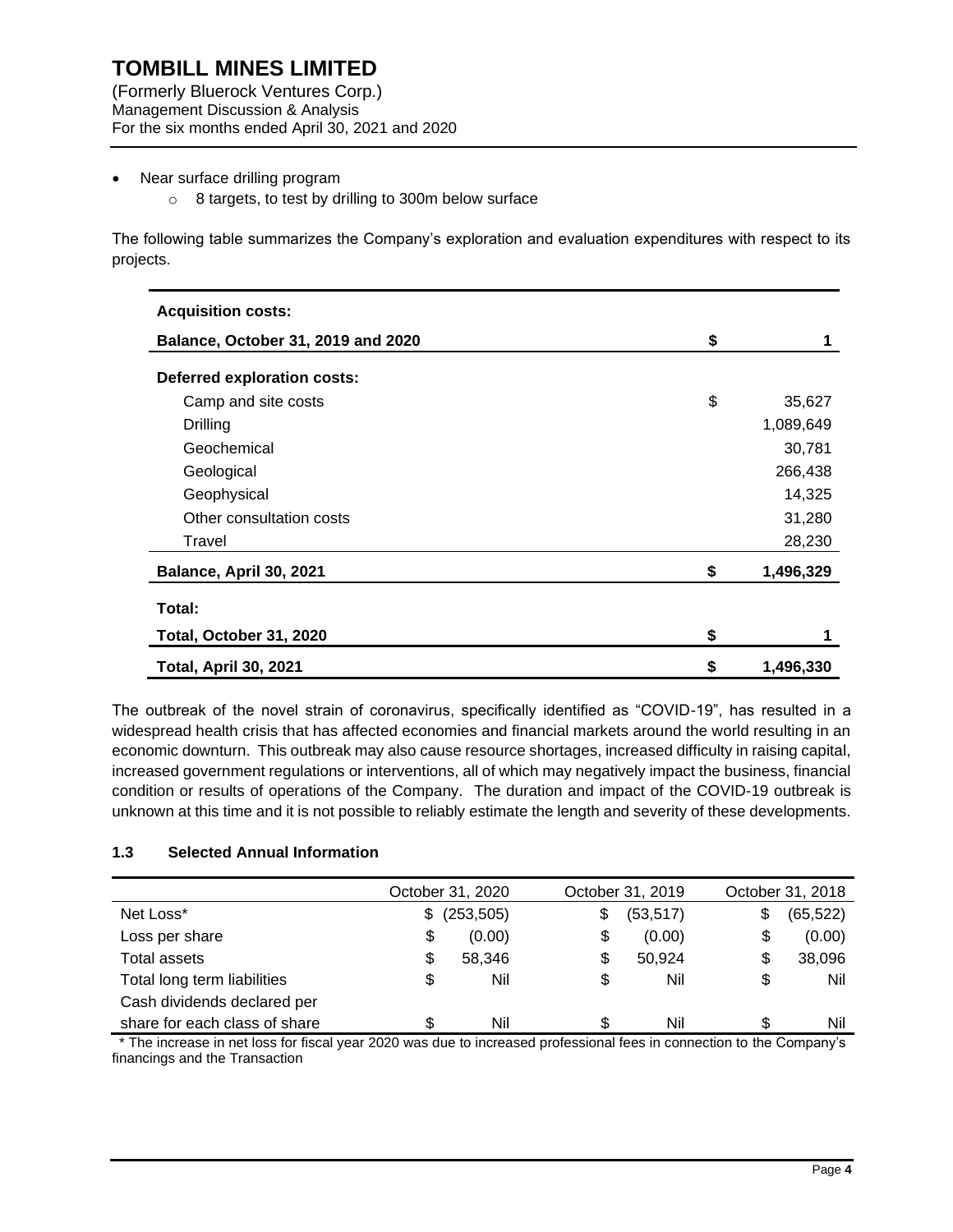- Near surface drilling program
  - 8 targets, to test by drilling to 300m below surface

The following table summarizes the Company's exploration and evaluation expenditures with respect to its projects.

| | | |
|---|---|---|
| **Acquisition costs:** | | |
| **Balance, October 31, 2019 and 2020** | **$** | **1** |
| **Deferred exploration costs:** | | |
| Camp and site costs | $ | 35,627 |
| Drilling | | 1,089,649 |
| Geochemical | | 30,781 |
| Geological | | 266,438 |
| Geophysical | | 14,325 |
| Other consultation costs | | 31,280 |
| Travel | | 28,230 |
| **Balance, April 30, 2021** | **$** | **1,496,329** |
| **Total:** | | |
| **Total, October 31, 2020** | **$** | **1** |
| **Total, April 30, 2021** | **$** | **1,496,330** |

The outbreak of the novel strain of coronavirus, specifically identified as "COVID-19", has resulted in a widespread health crisis that has affected economies and financial markets around the world resulting in an economic downturn. This outbreak may also cause resource shortages, increased difficulty in raising capital, increased government regulations or interventions, all of which may negatively impact the business, financial condition or results of operations of the Company. The duration and impact of the COVID-19 outbreak is unknown at this time and it is not possible to reliably estimate the length and severity of these developments.

### 1.3 Selected Annual Information

| | October 31, 2020 | October 31, 2019 | October 31, 2018 |
|---|---|---|---|
| Net Loss* | $ (253,505) | $ (53,517) | $ (65,522) |
| Loss per share | $ (0.00) | $ (0.00) | $ (0.00) |
| Total assets | $ 58,346 | $ 50,924 | $ 38,096 |
| Total long term liabilities | $ Nil | $ Nil | $ Nil |
| Cash dividends declared per share for each class of share | $ Nil | $ Nil | $ Nil |

\* The increase in net loss for fiscal year 2020 was due to increased professional fees in connection to the Company's financings and the Transaction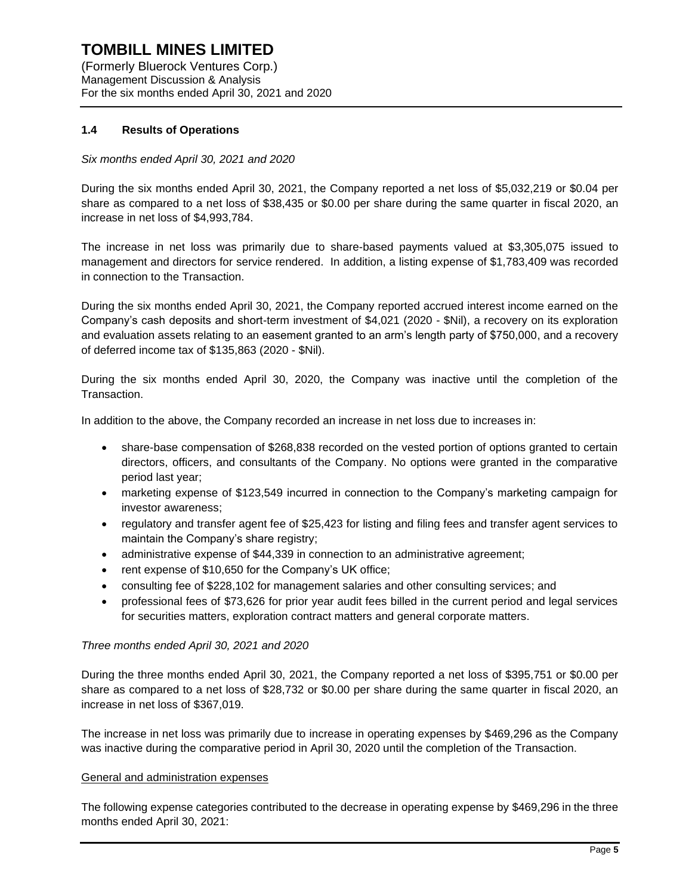## 1.4 Results of Operations

*Six months ended April 30, 2021 and 2020*

During the six months ended April 30, 2021, the Company reported a net loss of $5,032,219 or $0.04 per share as compared to a net loss of $38,435 or $0.00 per share during the same quarter in fiscal 2020, an increase in net loss of $4,993,784.

The increase in net loss was primarily due to share-based payments valued at $3,305,075 issued to management and directors for service rendered. In addition, a listing expense of $1,783,409 was recorded in connection to the Transaction.

During the six months ended April 30, 2021, the Company reported accrued interest income earned on the Company's cash deposits and short-term investment of $4,021 (2020 - $Nil), a recovery on its exploration and evaluation assets relating to an easement granted to an arm's length party of $750,000, and a recovery of deferred income tax of $135,863 (2020 - $Nil).

During the six months ended April 30, 2020, the Company was inactive until the completion of the Transaction.

In addition to the above, the Company recorded an increase in net loss due to increases in:

- share-base compensation of $268,838 recorded on the vested portion of options granted to certain directors, officers, and consultants of the Company. No options were granted in the comparative period last year;
- marketing expense of $123,549 incurred in connection to the Company's marketing campaign for investor awareness;
- regulatory and transfer agent fee of $25,423 for listing and filing fees and transfer agent services to maintain the Company's share registry;
- administrative expense of $44,339 in connection to an administrative agreement;
- rent expense of $10,650 for the Company's UK office;
- consulting fee of $228,102 for management salaries and other consulting services; and
- professional fees of $73,626 for prior year audit fees billed in the current period and legal services for securities matters, exploration contract matters and general corporate matters.

*Three months ended April 30, 2021 and 2020*

During the three months ended April 30, 2021, the Company reported a net loss of $395,751 or $0.00 per share as compared to a net loss of $28,732 or $0.00 per share during the same quarter in fiscal 2020, an increase in net loss of $367,019.

The increase in net loss was primarily due to increase in operating expenses by $469,296 as the Company was inactive during the comparative period in April 30, 2020 until the completion of the Transaction.

General and administration expenses

The following expense categories contributed to the decrease in operating expense by $469,296 in the three months ended April 30, 2021: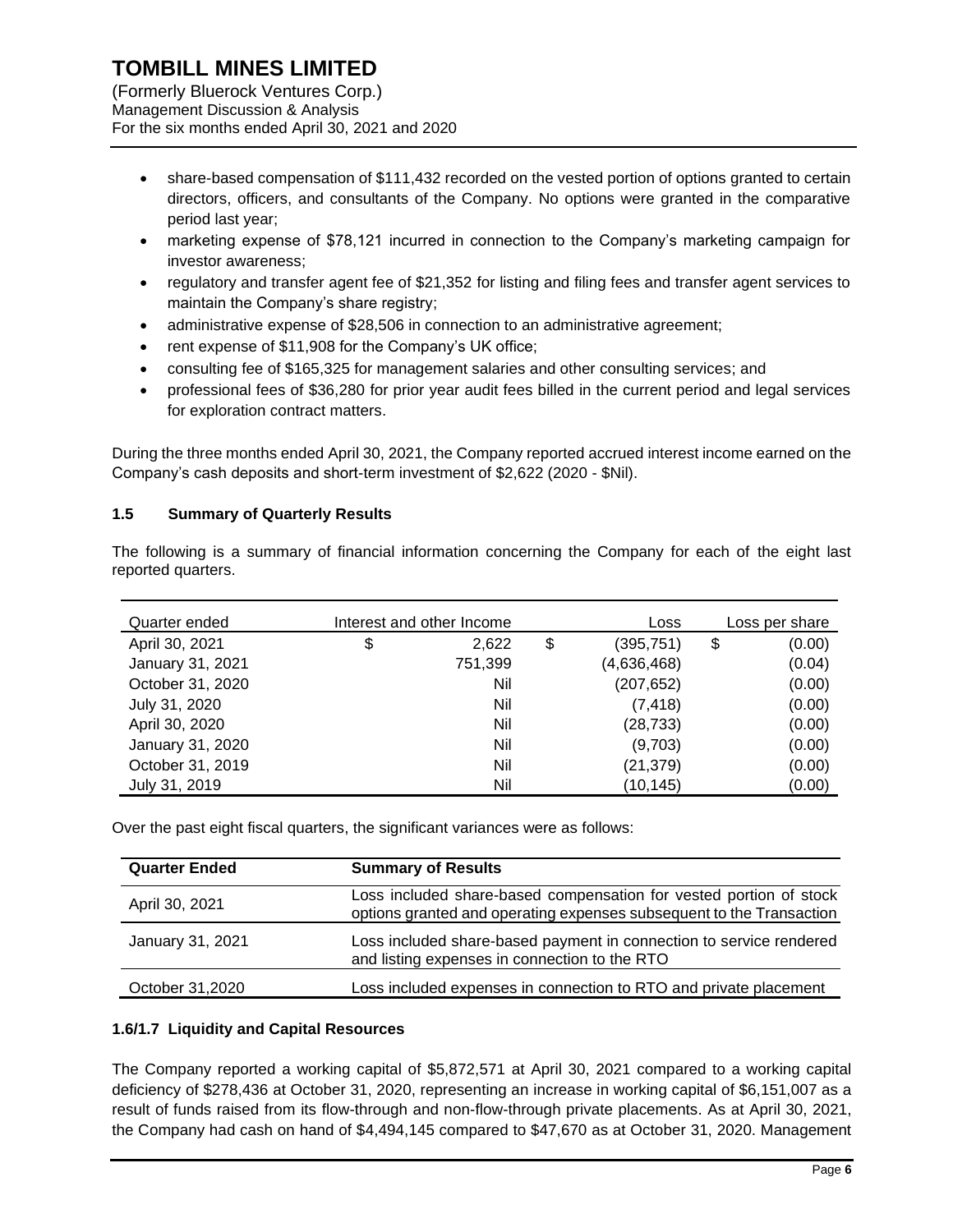- share-based compensation of $111,432 recorded on the vested portion of options granted to certain directors, officers, and consultants of the Company. No options were granted in the comparative period last year;
- marketing expense of $78,121 incurred in connection to the Company's marketing campaign for investor awareness;
- regulatory and transfer agent fee of $21,352 for listing and filing fees and transfer agent services to maintain the Company's share registry;
- administrative expense of $28,506 in connection to an administrative agreement;
- rent expense of $11,908 for the Company's UK office;
- consulting fee of $165,325 for management salaries and other consulting services; and
- professional fees of $36,280 for prior year audit fees billed in the current period and legal services for exploration contract matters.

During the three months ended April 30, 2021, the Company reported accrued interest income earned on the Company's cash deposits and short-term investment of $2,622 (2020 - $Nil).

### 1.5 Summary of Quarterly Results

The following is a summary of financial information concerning the Company for each of the eight last reported quarters.

| Quarter ended | Interest and other Income | Loss | Loss per share |
|---|---|---|---|
| April 30, 2021 | $ 2,622 | $ (395,751) | $ (0.00) |
| January 31, 2021 | 751,399 | (4,636,468) | (0.04) |
| October 31, 2020 | Nil | (207,652) | (0.00) |
| July 31, 2020 | Nil | (7,418) | (0.00) |
| April 30, 2020 | Nil | (28,733) | (0.00) |
| January 31, 2020 | Nil | (9,703) | (0.00) |
| October 31, 2019 | Nil | (21,379) | (0.00) |
| July 31, 2019 | Nil | (10,145) | (0.00) |

Over the past eight fiscal quarters, the significant variances were as follows:

| Quarter Ended | Summary of Results |
|---|---|
| April 30, 2021 | Loss included share-based compensation for vested portion of stock options granted and operating expenses subsequent to the Transaction |
| January 31, 2021 | Loss included share-based payment in connection to service rendered and listing expenses in connection to the RTO |
| October 31,2020 | Loss included expenses in connection to RTO and private placement |

### 1.6/1.7 Liquidity and Capital Resources

The Company reported a working capital of $5,872,571 at April 30, 2021 compared to a working capital deficiency of $278,436 at October 31, 2020, representing an increase in working capital of $6,151,007 as a result of funds raised from its flow-through and non-flow-through private placements. As at April 30, 2021, the Company had cash on hand of $4,494,145 compared to $47,670 as at October 31, 2020. Management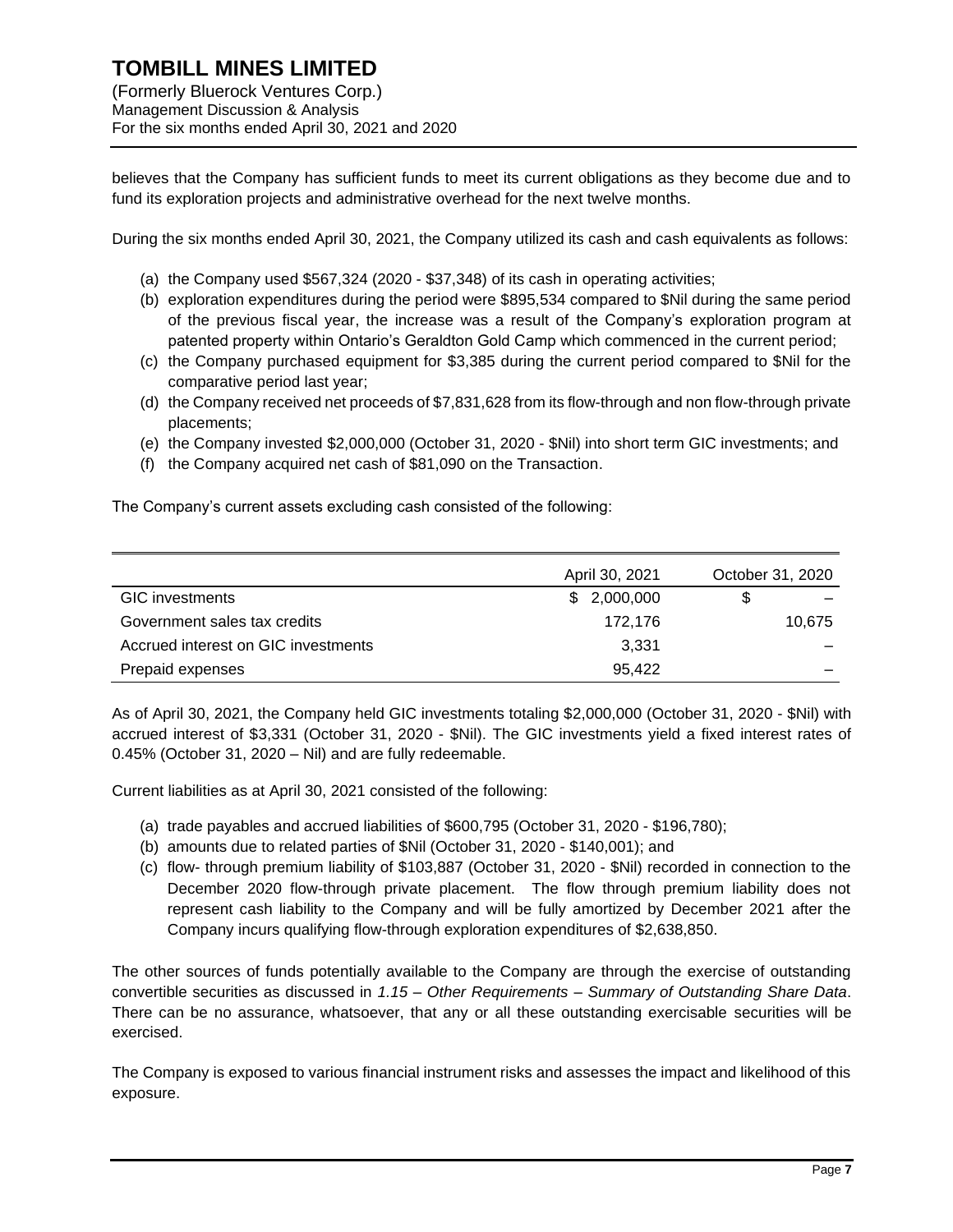believes that the Company has sufficient funds to meet its current obligations as they become due and to fund its exploration projects and administrative overhead for the next twelve months.

During the six months ended April 30, 2021, the Company utilized its cash and cash equivalents as follows:

(a) the Company used $567,324 (2020 - $37,348) of its cash in operating activities;
(b) exploration expenditures during the period were $895,534 compared to $Nil during the same period of the previous fiscal year, the increase was a result of the Company's exploration program at patented property within Ontario's Geraldton Gold Camp which commenced in the current period;
(c) the Company purchased equipment for $3,385 during the current period compared to $Nil for the comparative period last year;
(d) the Company received net proceeds of $7,831,628 from its flow-through and non flow-through private placements;
(e) the Company invested $2,000,000 (October 31, 2020 - $Nil) into short term GIC investments; and
(f) the Company acquired net cash of $81,090 on the Transaction.

The Company's current assets excluding cash consisted of the following:

| | April 30, 2021 | October 31, 2020 |
|---|---|---|
| GIC investments | $ 2,000,000 | $ – |
| Government sales tax credits | 172,176 | 10,675 |
| Accrued interest on GIC investments | 3,331 | – |
| Prepaid expenses | 95,422 | – |

As of April 30, 2021, the Company held GIC investments totaling $2,000,000 (October 31, 2020 - $Nil) with accrued interest of $3,331 (October 31, 2020 - $Nil). The GIC investments yield a fixed interest rates of 0.45% (October 31, 2020 – Nil) and are fully redeemable.

Current liabilities as at April 30, 2021 consisted of the following:

(a) trade payables and accrued liabilities of $600,795 (October 31, 2020 - $196,780);
(b) amounts due to related parties of $Nil (October 31, 2020 - $140,001); and
(c) flow- through premium liability of $103,887 (October 31, 2020 - $Nil) recorded in connection to the December 2020 flow-through private placement. The flow through premium liability does not represent cash liability to the Company and will be fully amortized by December 2021 after the Company incurs qualifying flow-through exploration expenditures of $2,638,850.

The other sources of funds potentially available to the Company are through the exercise of outstanding convertible securities as discussed in *1.15 – Other Requirements – Summary of Outstanding Share Data*. There can be no assurance, whatsoever, that any or all these outstanding exercisable securities will be exercised.

The Company is exposed to various financial instrument risks and assesses the impact and likelihood of this exposure.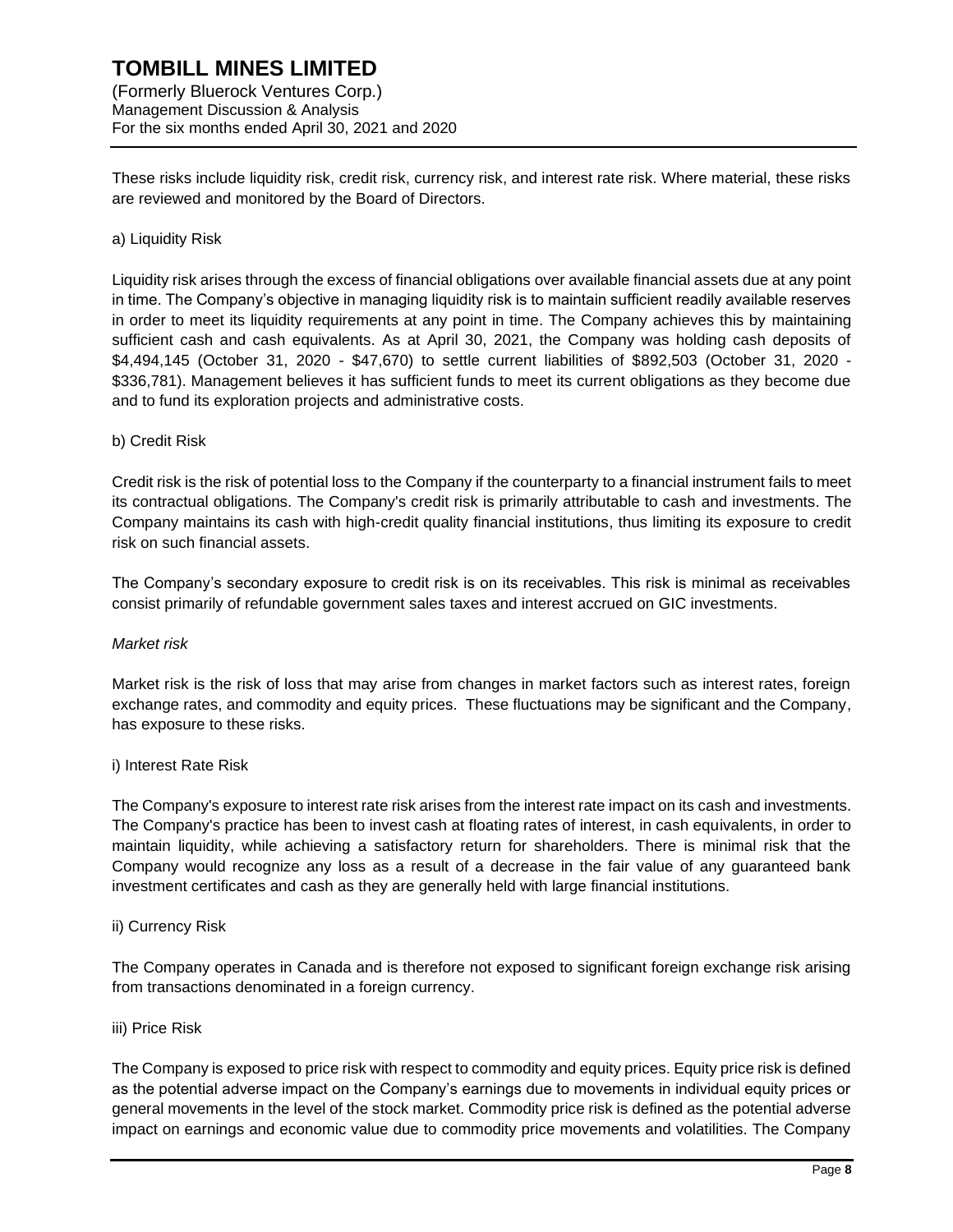These risks include liquidity risk, credit risk, currency risk, and interest rate risk. Where material, these risks are reviewed and monitored by the Board of Directors.

a) Liquidity Risk

Liquidity risk arises through the excess of financial obligations over available financial assets due at any point in time. The Company's objective in managing liquidity risk is to maintain sufficient readily available reserves in order to meet its liquidity requirements at any point in time. The Company achieves this by maintaining sufficient cash and cash equivalents. As at April 30, 2021, the Company was holding cash deposits of $4,494,145 (October 31, 2020 - $47,670) to settle current liabilities of $892,503 (October 31, 2020 - $336,781). Management believes it has sufficient funds to meet its current obligations as they become due and to fund its exploration projects and administrative costs.

b) Credit Risk

Credit risk is the risk of potential loss to the Company if the counterparty to a financial instrument fails to meet its contractual obligations. The Company's credit risk is primarily attributable to cash and investments. The Company maintains its cash with high-credit quality financial institutions, thus limiting its exposure to credit risk on such financial assets.

The Company's secondary exposure to credit risk is on its receivables. This risk is minimal as receivables consist primarily of refundable government sales taxes and interest accrued on GIC investments.

*Market risk*

Market risk is the risk of loss that may arise from changes in market factors such as interest rates, foreign exchange rates, and commodity and equity prices. These fluctuations may be significant and the Company, has exposure to these risks.

i) Interest Rate Risk

The Company's exposure to interest rate risk arises from the interest rate impact on its cash and investments. The Company's practice has been to invest cash at floating rates of interest, in cash equivalents, in order to maintain liquidity, while achieving a satisfactory return for shareholders. There is minimal risk that the Company would recognize any loss as a result of a decrease in the fair value of any guaranteed bank investment certificates and cash as they are generally held with large financial institutions.

ii) Currency Risk

The Company operates in Canada and is therefore not exposed to significant foreign exchange risk arising from transactions denominated in a foreign currency.

iii) Price Risk

The Company is exposed to price risk with respect to commodity and equity prices. Equity price risk is defined as the potential adverse impact on the Company's earnings due to movements in individual equity prices or general movements in the level of the stock market. Commodity price risk is defined as the potential adverse impact on earnings and economic value due to commodity price movements and volatilities. The Company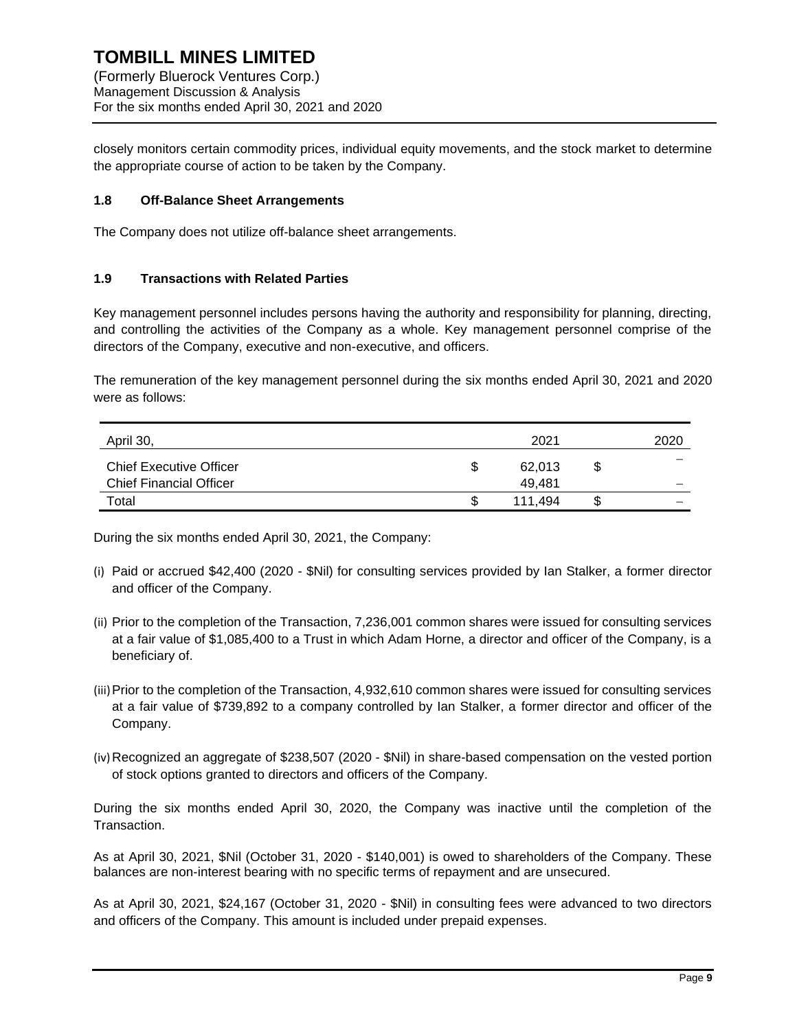closely monitors certain commodity prices, individual equity movements, and the stock market to determine the appropriate course of action to be taken by the Company.

### 1.8 Off-Balance Sheet Arrangements

The Company does not utilize off-balance sheet arrangements.

### 1.9 Transactions with Related Parties

Key management personnel includes persons having the authority and responsibility for planning, directing, and controlling the activities of the Company as a whole. Key management personnel comprise of the directors of the Company, executive and non-executive, and officers.

The remuneration of the key management personnel during the six months ended April 30, 2021 and 2020 were as follows:

| April 30, | | 2021 | | 2020 |
|---|---|---|---|---|
| Chief Executive Officer | $ | 62,013 | $ | – |
| Chief Financial Officer | | 49,481 | | – |
| Total | $ | 111,494 | $ | – |

During the six months ended April 30, 2021, the Company:

(i) Paid or accrued $42,400 (2020 - $Nil) for consulting services provided by Ian Stalker, a former director and officer of the Company.

(ii) Prior to the completion of the Transaction, 7,236,001 common shares were issued for consulting services at a fair value of $1,085,400 to a Trust in which Adam Horne, a director and officer of the Company, is a beneficiary of.

(iii) Prior to the completion of the Transaction, 4,932,610 common shares were issued for consulting services at a fair value of $739,892 to a company controlled by Ian Stalker, a former director and officer of the Company.

(iv) Recognized an aggregate of $238,507 (2020 - $Nil) in share-based compensation on the vested portion of stock options granted to directors and officers of the Company.

During the six months ended April 30, 2020, the Company was inactive until the completion of the Transaction.

As at April 30, 2021, $Nil (October 31, 2020 - $140,001) is owed to shareholders of the Company. These balances are non-interest bearing with no specific terms of repayment and are unsecured.

As at April 30, 2021, $24,167 (October 31, 2020 - $Nil) in consulting fees were advanced to two directors and officers of the Company. This amount is included under prepaid expenses.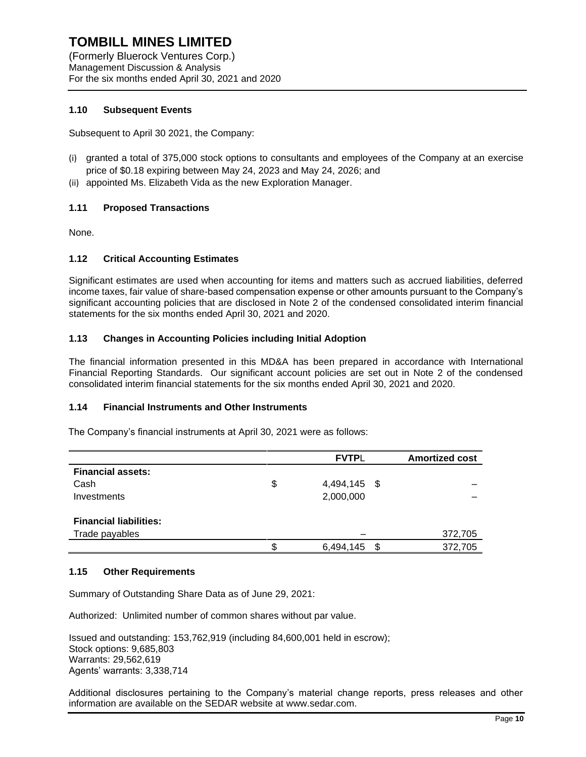### 1.10 Subsequent Events

Subsequent to April 30 2021, the Company:

(i) granted a total of 375,000 stock options to consultants and employees of the Company at an exercise price of $0.18 expiring between May 24, 2023 and May 24, 2026; and
(ii) appointed Ms. Elizabeth Vida as the new Exploration Manager.

### 1.11 Proposed Transactions

None.

### 1.12 Critical Accounting Estimates

Significant estimates are used when accounting for items and matters such as accrued liabilities, deferred income taxes, fair value of share-based compensation expense or other amounts pursuant to the Company's significant accounting policies that are disclosed in Note 2 of the condensed consolidated interim financial statements for the six months ended April 30, 2021 and 2020.

### 1.13 Changes in Accounting Policies including Initial Adoption

The financial information presented in this MD&A has been prepared in accordance with International Financial Reporting Standards. Our significant account policies are set out in Note 2 of the condensed consolidated interim financial statements for the six months ended April 30, 2021 and 2020.

### 1.14 Financial Instruments and Other Instruments

The Company's financial instruments at April 30, 2021 were as follows:

| | FVTPL | Amortized cost |
|---|---|---|
| **Financial assets:** | | |
| Cash | $ 4,494,145 | $ – |
| Investments | 2,000,000 | – |
| **Financial liabilities:** | | |
| Trade payables | – | 372,705 |
| | $ 6,494,145 | $ 372,705 |

### 1.15 Other Requirements

Summary of Outstanding Share Data as of June 29, 2021:

Authorized: Unlimited number of common shares without par value.

Issued and outstanding: 153,762,919 (including 84,600,001 held in escrow);
Stock options: 9,685,803
Warrants: 29,562,619
Agents' warrants: 3,338,714

Additional disclosures pertaining to the Company's material change reports, press releases and other information are available on the SEDAR website at www.sedar.com.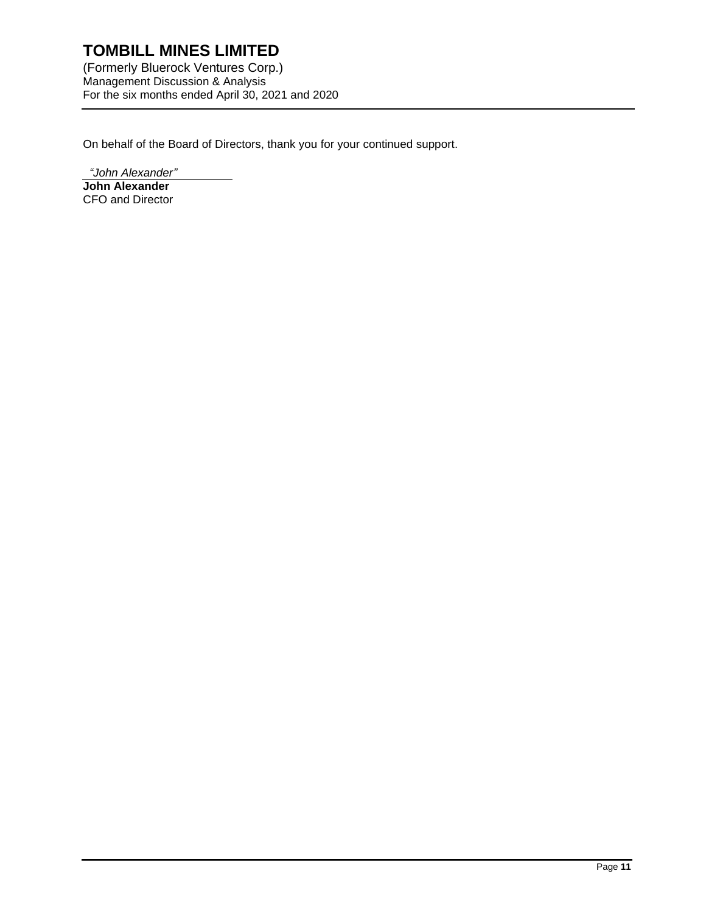On behalf of the Board of Directors, thank you for your continued support.

*"John Alexander"*

**John Alexander**
CFO and Director